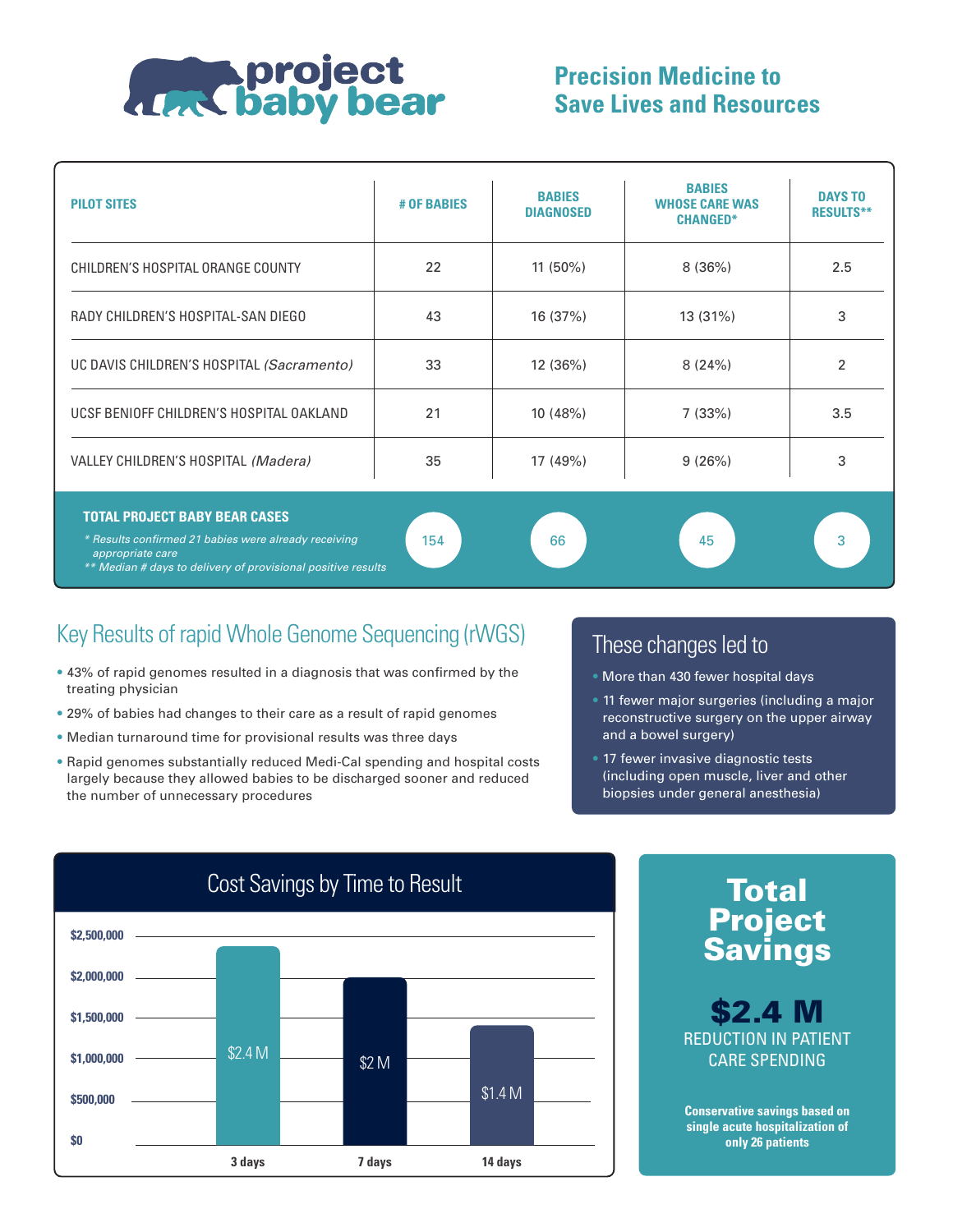# project baby bear

## Precision Medicine to Save Lives and Resources

| PILOT SITES | # OF BABIES | BABIES DIAGNOSED | BABIES WHOSE CARE WAS CHANGED* | DAYS TO RESULTS** |
|---|---|---|---|---|
| CHILDREN'S HOSPITAL ORANGE COUNTY | 22 | 11 (50%) | 8 (36%) | 2.5 |
| RADY CHILDREN'S HOSPITAL-SAN DIEGO | 43 | 16 (37%) | 13 (31%) | 3 |
| UC DAVIS CHILDREN'S HOSPITAL *(Sacramento)* | 33 | 12 (36%) | 8 (24%) | 2 |
| UCSF BENIOFF CHILDREN'S HOSPITAL OAKLAND | 21 | 10 (48%) | 7 (33%) | 3.5 |
| VALLEY CHILDREN'S HOSPITAL *(Madera)* | 35 | 17 (49%) | 9 (26%) | 3 |
| **TOTAL PROJECT BABY BEAR CASES** | 154 | 66 | 45 | 3 |

*\* Results confirmed 21 babies were already receiving appropriate care*
*\*\* Median # days to delivery of provisional positive results*

## Key Results of rapid Whole Genome Sequencing (rWGS)

- 43% of rapid genomes resulted in a diagnosis that was confirmed by the treating physician
- 29% of babies had changes to their care as a result of rapid genomes
- Median turnaround time for provisional results was three days
- Rapid genomes substantially reduced Medi-Cal spending and hospital costs largely because they allowed babies to be discharged sooner and reduced the number of unnecessary procedures

## These changes led to

- More than 430 fewer hospital days
- 11 fewer major surgeries (including a major reconstructive surgery on the upper airway and a bowel surgery)
- 17 fewer invasive diagnostic tests (including open muscle, liver and other biopsies under general anesthesia)

## Cost Savings by Time to Result

| Time to Result | Cost Savings |
|---|---|
| 3 days | $2.4 M |
| 7 days | $2 M |
| 14 days | $1.4 M |

## Total Project Savings

**$2.4 M**

REDUCTION IN PATIENT CARE SPENDING

**Conservative savings based on single acute hospitalization of only 26 patients**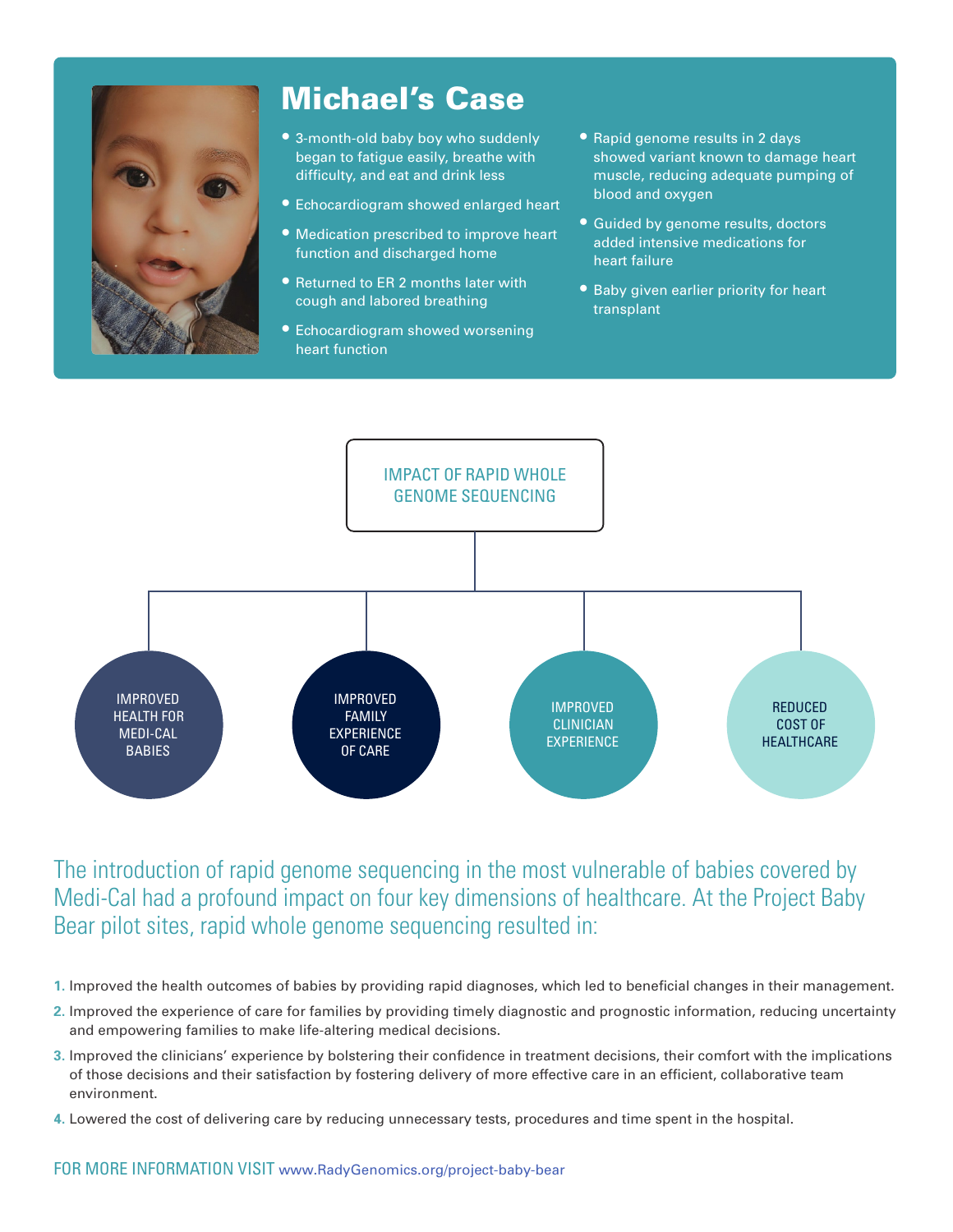## Michael's Case

- 3-month-old baby boy who suddenly began to fatigue easily, breathe with difficulty, and eat and drink less
- Echocardiogram showed enlarged heart
- Medication prescribed to improve heart function and discharged home
- Returned to ER 2 months later with cough and labored breathing
- Echocardiogram showed worsening heart function
- Rapid genome results in 2 days showed variant known to damage heart muscle, reducing adequate pumping of blood and oxygen
- Guided by genome results, doctors added intensive medications for heart failure
- Baby given earlier priority for heart transplant

IMPACT OF RAPID WHOLE GENOME SEQUENCING

IMPROVED HEALTH FOR MEDI-CAL BABIES

IMPROVED FAMILY EXPERIENCE OF CARE

IMPROVED CLINICIAN EXPERIENCE

REDUCED COST OF HEALTHCARE

The introduction of rapid genome sequencing in the most vulnerable of babies covered by Medi-Cal had a profound impact on four key dimensions of healthcare. At the Project Baby Bear pilot sites, rapid whole genome sequencing resulted in:

1. Improved the health outcomes of babies by providing rapid diagnoses, which led to beneficial changes in their management.
2. Improved the experience of care for families by providing timely diagnostic and prognostic information, reducing uncertainty and empowering families to make life-altering medical decisions.
3. Improved the clinicians' experience by bolstering their confidence in treatment decisions, their comfort with the implications of those decisions and their satisfaction by fostering delivery of more effective care in an efficient, collaborative team environment.
4. Lowered the cost of delivering care by reducing unnecessary tests, procedures and time spent in the hospital.

FOR MORE INFORMATION VISIT www.RadyGenomics.org/project-baby-bear